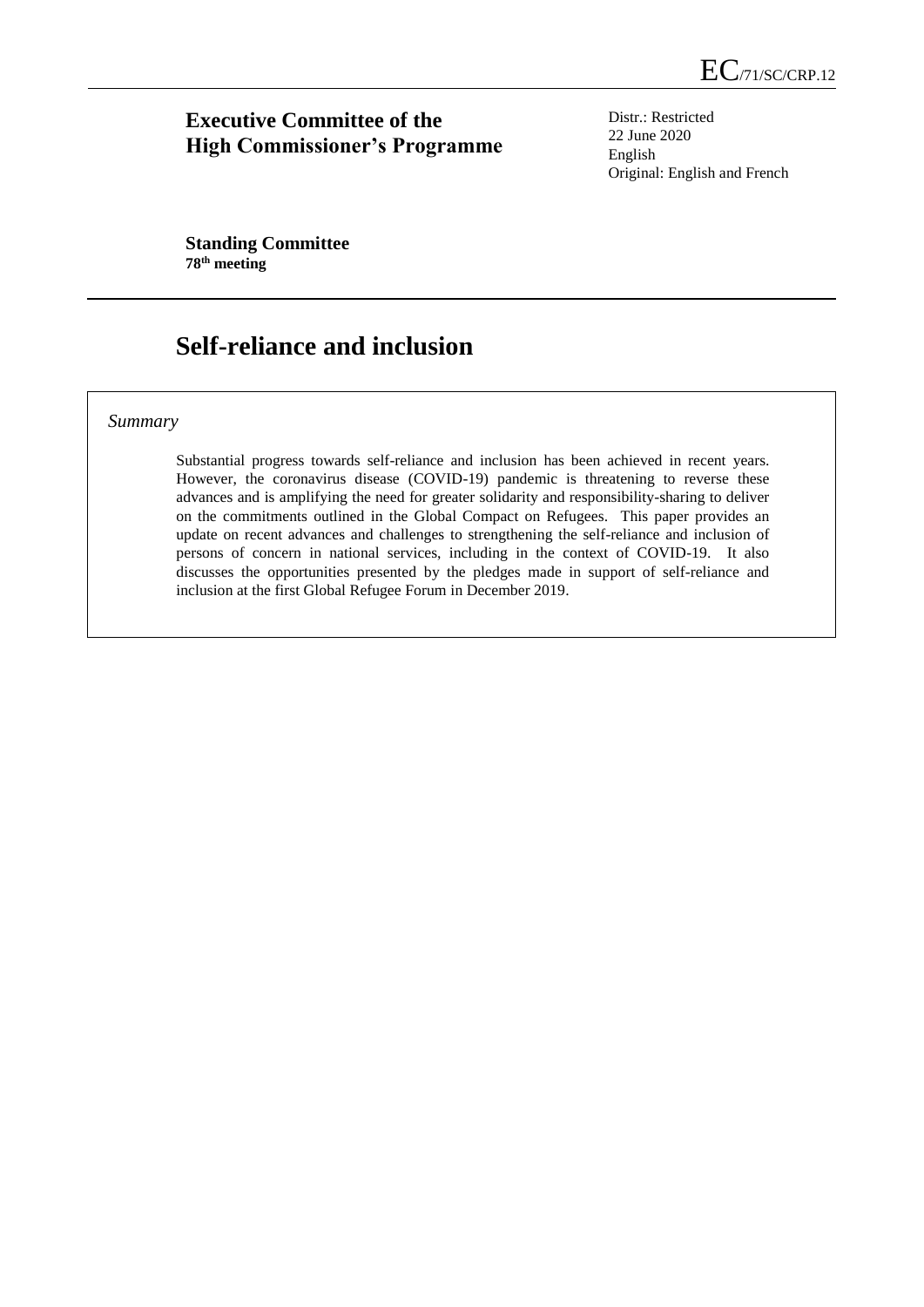EC/71/SC/CRP.12

**Executive Committee of the High Commissioner's Programme**

Distr.: Restricted
22 June 2020
English
Original: English and French

**Standing Committee**
**78th meeting**

# Self-reliance and inclusion

*Summary*

Substantial progress towards self-reliance and inclusion has been achieved in recent years. However, the coronavirus disease (COVID-19) pandemic is threatening to reverse these advances and is amplifying the need for greater solidarity and responsibility-sharing to deliver on the commitments outlined in the Global Compact on Refugees. This paper provides an update on recent advances and challenges to strengthening the self-reliance and inclusion of persons of concern in national services, including in the context of COVID-19. It also discusses the opportunities presented by the pledges made in support of self-reliance and inclusion at the first Global Refugee Forum in December 2019.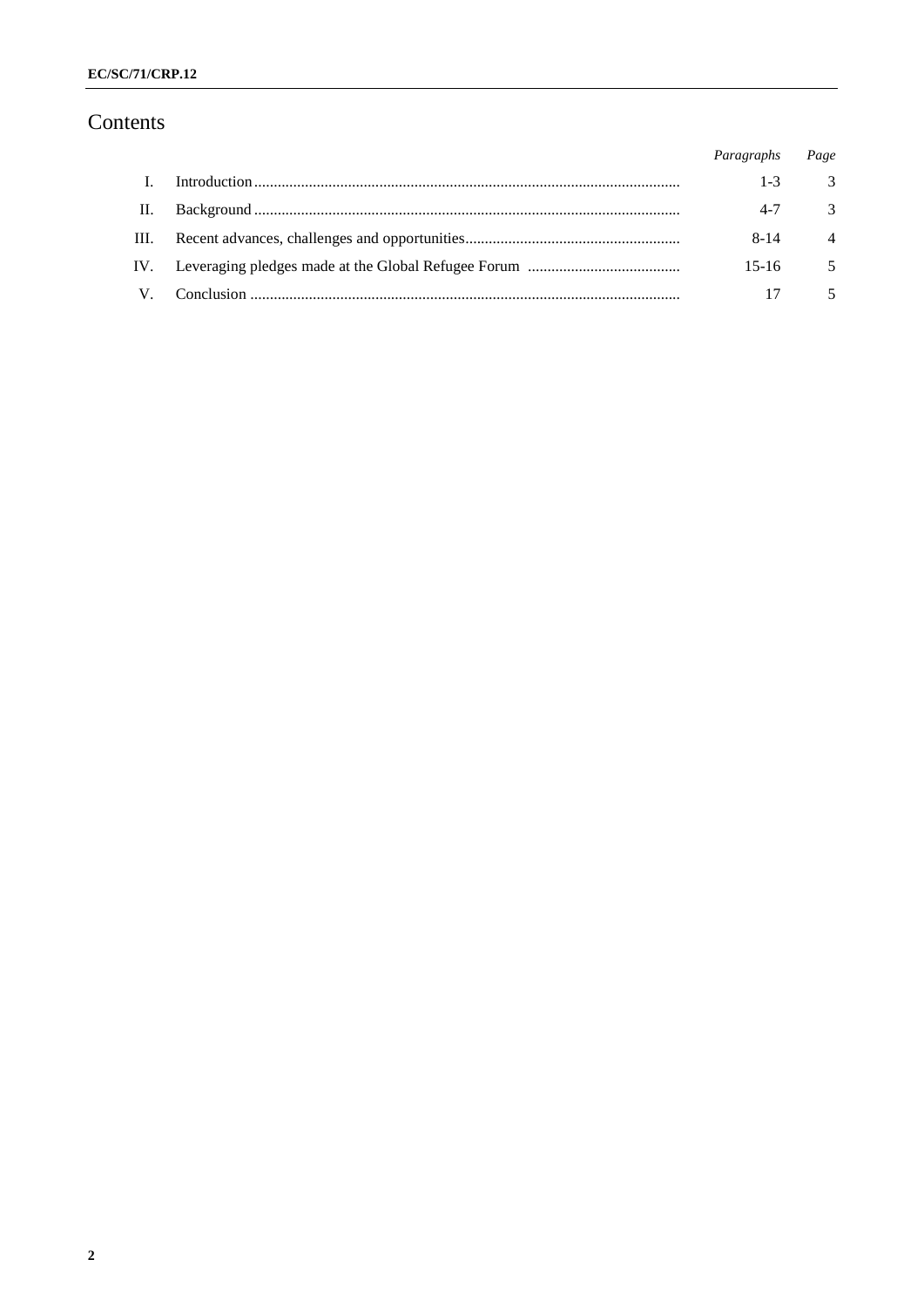# Contents

| | | *Paragraphs* | *Page* |
|---|---|---|---|
| I. | Introduction | 1-3 | 3 |
| II. | Background | 4-7 | 3 |
| III. | Recent advances, challenges and opportunities | 8-14 | 4 |
| IV. | Leveraging pledges made at the Global Refugee Forum | 15-16 | 5 |
| V. | Conclusion | 17 | 5 |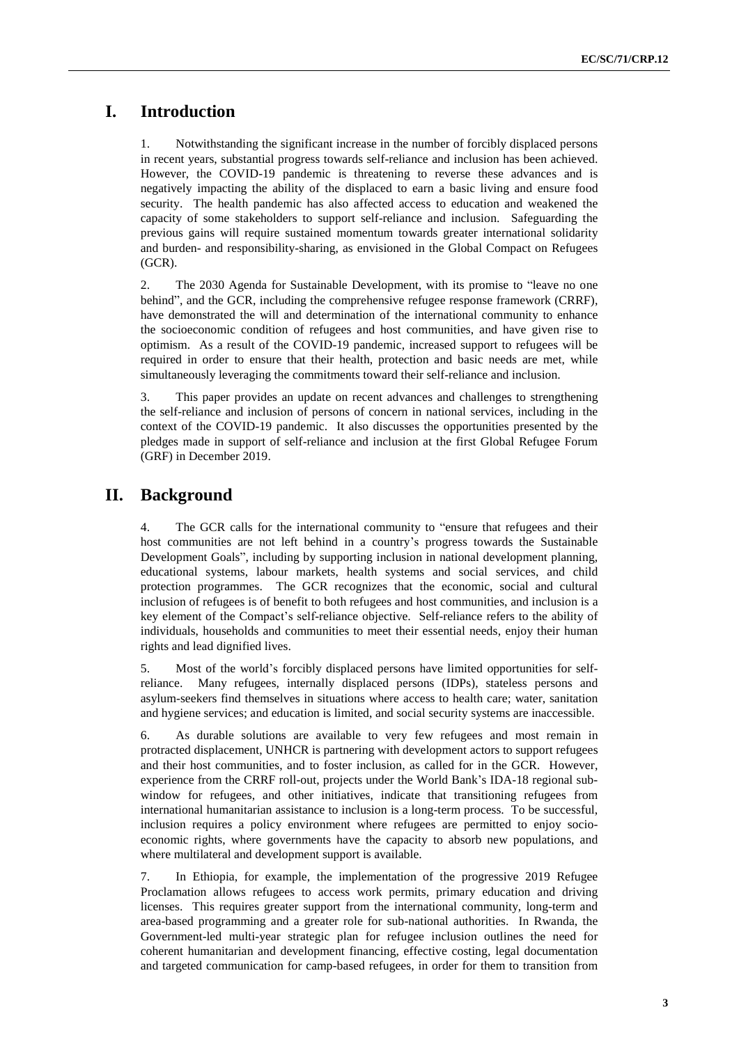# I. Introduction

1. Notwithstanding the significant increase in the number of forcibly displaced persons in recent years, substantial progress towards self-reliance and inclusion has been achieved. However, the COVID-19 pandemic is threatening to reverse these advances and is negatively impacting the ability of the displaced to earn a basic living and ensure food security. The health pandemic has also affected access to education and weakened the capacity of some stakeholders to support self-reliance and inclusion. Safeguarding the previous gains will require sustained momentum towards greater international solidarity and burden- and responsibility-sharing, as envisioned in the Global Compact on Refugees (GCR).

2. The 2030 Agenda for Sustainable Development, with its promise to "leave no one behind", and the GCR, including the comprehensive refugee response framework (CRRF), have demonstrated the will and determination of the international community to enhance the socioeconomic condition of refugees and host communities, and have given rise to optimism. As a result of the COVID-19 pandemic, increased support to refugees will be required in order to ensure that their health, protection and basic needs are met, while simultaneously leveraging the commitments toward their self-reliance and inclusion.

3. This paper provides an update on recent advances and challenges to strengthening the self-reliance and inclusion of persons of concern in national services, including in the context of the COVID-19 pandemic. It also discusses the opportunities presented by the pledges made in support of self-reliance and inclusion at the first Global Refugee Forum (GRF) in December 2019.

# II. Background

4. The GCR calls for the international community to "ensure that refugees and their host communities are not left behind in a country's progress towards the Sustainable Development Goals", including by supporting inclusion in national development planning, educational systems, labour markets, health systems and social services, and child protection programmes. The GCR recognizes that the economic, social and cultural inclusion of refugees is of benefit to both refugees and host communities, and inclusion is a key element of the Compact's self-reliance objective. Self-reliance refers to the ability of individuals, households and communities to meet their essential needs, enjoy their human rights and lead dignified lives.

5. Most of the world's forcibly displaced persons have limited opportunities for self-reliance. Many refugees, internally displaced persons (IDPs), stateless persons and asylum-seekers find themselves in situations where access to health care; water, sanitation and hygiene services; and education is limited, and social security systems are inaccessible.

6. As durable solutions are available to very few refugees and most remain in protracted displacement, UNHCR is partnering with development actors to support refugees and their host communities, and to foster inclusion, as called for in the GCR. However, experience from the CRRF roll-out, projects under the World Bank's IDA-18 regional sub-window for refugees, and other initiatives, indicate that transitioning refugees from international humanitarian assistance to inclusion is a long-term process. To be successful, inclusion requires a policy environment where refugees are permitted to enjoy socio-economic rights, where governments have the capacity to absorb new populations, and where multilateral and development support is available.

7. In Ethiopia, for example, the implementation of the progressive 2019 Refugee Proclamation allows refugees to access work permits, primary education and driving licenses. This requires greater support from the international community, long-term and area-based programming and a greater role for sub-national authorities. In Rwanda, the Government-led multi-year strategic plan for refugee inclusion outlines the need for coherent humanitarian and development financing, effective costing, legal documentation and targeted communication for camp-based refugees, in order for them to transition from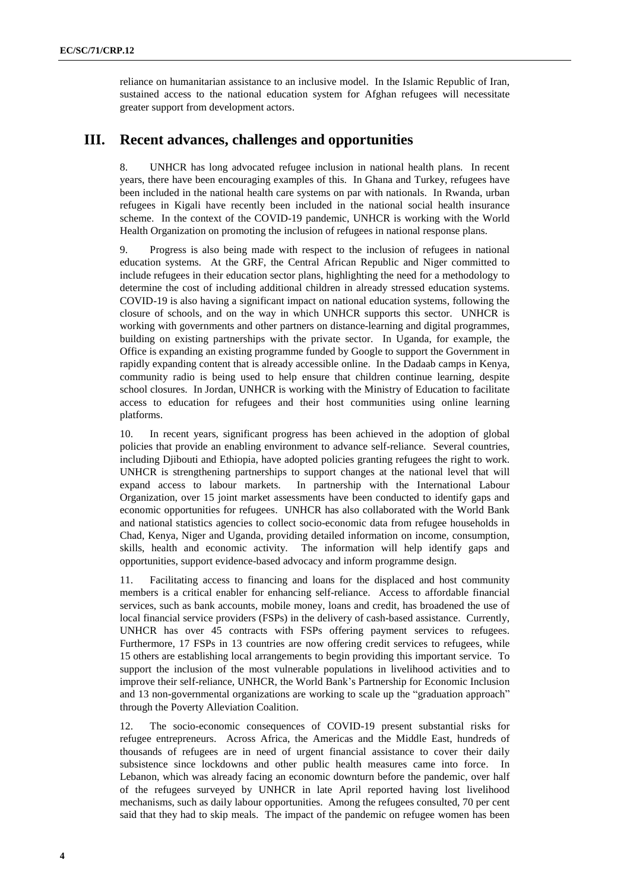reliance on humanitarian assistance to an inclusive model. In the Islamic Republic of Iran, sustained access to the national education system for Afghan refugees will necessitate greater support from development actors.

## III. Recent advances, challenges and opportunities

8. UNHCR has long advocated refugee inclusion in national health plans. In recent years, there have been encouraging examples of this. In Ghana and Turkey, refugees have been included in the national health care systems on par with nationals. In Rwanda, urban refugees in Kigali have recently been included in the national social health insurance scheme. In the context of the COVID-19 pandemic, UNHCR is working with the World Health Organization on promoting the inclusion of refugees in national response plans.

9. Progress is also being made with respect to the inclusion of refugees in national education systems. At the GRF, the Central African Republic and Niger committed to include refugees in their education sector plans, highlighting the need for a methodology to determine the cost of including additional children in already stressed education systems. COVID-19 is also having a significant impact on national education systems, following the closure of schools, and on the way in which UNHCR supports this sector. UNHCR is working with governments and other partners on distance-learning and digital programmes, building on existing partnerships with the private sector. In Uganda, for example, the Office is expanding an existing programme funded by Google to support the Government in rapidly expanding content that is already accessible online. In the Dadaab camps in Kenya, community radio is being used to help ensure that children continue learning, despite school closures. In Jordan, UNHCR is working with the Ministry of Education to facilitate access to education for refugees and their host communities using online learning platforms.

10. In recent years, significant progress has been achieved in the adoption of global policies that provide an enabling environment to advance self-reliance. Several countries, including Djibouti and Ethiopia, have adopted policies granting refugees the right to work. UNHCR is strengthening partnerships to support changes at the national level that will expand access to labour markets. In partnership with the International Labour Organization, over 15 joint market assessments have been conducted to identify gaps and economic opportunities for refugees. UNHCR has also collaborated with the World Bank and national statistics agencies to collect socio-economic data from refugee households in Chad, Kenya, Niger and Uganda, providing detailed information on income, consumption, skills, health and economic activity. The information will help identify gaps and opportunities, support evidence-based advocacy and inform programme design.

11. Facilitating access to financing and loans for the displaced and host community members is a critical enabler for enhancing self-reliance. Access to affordable financial services, such as bank accounts, mobile money, loans and credit, has broadened the use of local financial service providers (FSPs) in the delivery of cash-based assistance. Currently, UNHCR has over 45 contracts with FSPs offering payment services to refugees. Furthermore, 17 FSPs in 13 countries are now offering credit services to refugees, while 15 others are establishing local arrangements to begin providing this important service. To support the inclusion of the most vulnerable populations in livelihood activities and to improve their self-reliance, UNHCR, the World Bank's Partnership for Economic Inclusion and 13 non-governmental organizations are working to scale up the "graduation approach" through the Poverty Alleviation Coalition.

12. The socio-economic consequences of COVID-19 present substantial risks for refugee entrepreneurs. Across Africa, the Americas and the Middle East, hundreds of thousands of refugees are in need of urgent financial assistance to cover their daily subsistence since lockdowns and other public health measures came into force. In Lebanon, which was already facing an economic downturn before the pandemic, over half of the refugees surveyed by UNHCR in late April reported having lost livelihood mechanisms, such as daily labour opportunities. Among the refugees consulted, 70 per cent said that they had to skip meals. The impact of the pandemic on refugee women has been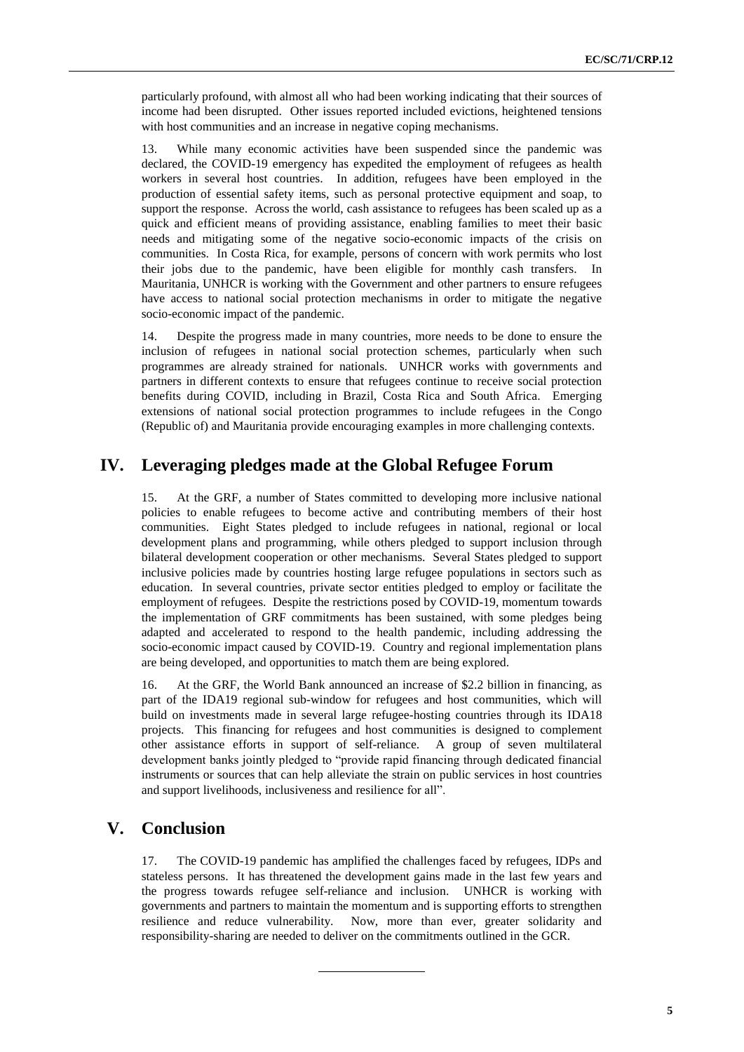particularly profound, with almost all who had been working indicating that their sources of income had been disrupted. Other issues reported included evictions, heightened tensions with host communities and an increase in negative coping mechanisms.

13. While many economic activities have been suspended since the pandemic was declared, the COVID-19 emergency has expedited the employment of refugees as health workers in several host countries. In addition, refugees have been employed in the production of essential safety items, such as personal protective equipment and soap, to support the response. Across the world, cash assistance to refugees has been scaled up as a quick and efficient means of providing assistance, enabling families to meet their basic needs and mitigating some of the negative socio-economic impacts of the crisis on communities. In Costa Rica, for example, persons of concern with work permits who lost their jobs due to the pandemic, have been eligible for monthly cash transfers. In Mauritania, UNHCR is working with the Government and other partners to ensure refugees have access to national social protection mechanisms in order to mitigate the negative socio-economic impact of the pandemic.

14. Despite the progress made in many countries, more needs to be done to ensure the inclusion of refugees in national social protection schemes, particularly when such programmes are already strained for nationals. UNHCR works with governments and partners in different contexts to ensure that refugees continue to receive social protection benefits during COVID, including in Brazil, Costa Rica and South Africa. Emerging extensions of national social protection programmes to include refugees in the Congo (Republic of) and Mauritania provide encouraging examples in more challenging contexts.

## IV. Leveraging pledges made at the Global Refugee Forum

15. At the GRF, a number of States committed to developing more inclusive national policies to enable refugees to become active and contributing members of their host communities. Eight States pledged to include refugees in national, regional or local development plans and programming, while others pledged to support inclusion through bilateral development cooperation or other mechanisms. Several States pledged to support inclusive policies made by countries hosting large refugee populations in sectors such as education. In several countries, private sector entities pledged to employ or facilitate the employment of refugees. Despite the restrictions posed by COVID-19, momentum towards the implementation of GRF commitments has been sustained, with some pledges being adapted and accelerated to respond to the health pandemic, including addressing the socio-economic impact caused by COVID-19. Country and regional implementation plans are being developed, and opportunities to match them are being explored.

16. At the GRF, the World Bank announced an increase of $2.2 billion in financing, as part of the IDA19 regional sub-window for refugees and host communities, which will build on investments made in several large refugee-hosting countries through its IDA18 projects. This financing for refugees and host communities is designed to complement other assistance efforts in support of self-reliance. A group of seven multilateral development banks jointly pledged to "provide rapid financing through dedicated financial instruments or sources that can help alleviate the strain on public services in host countries and support livelihoods, inclusiveness and resilience for all".

## V. Conclusion

17. The COVID-19 pandemic has amplified the challenges faced by refugees, IDPs and stateless persons. It has threatened the development gains made in the last few years and the progress towards refugee self-reliance and inclusion. UNHCR is working with governments and partners to maintain the momentum and is supporting efforts to strengthen resilience and reduce vulnerability. Now, more than ever, greater solidarity and responsibility-sharing are needed to deliver on the commitments outlined in the GCR.